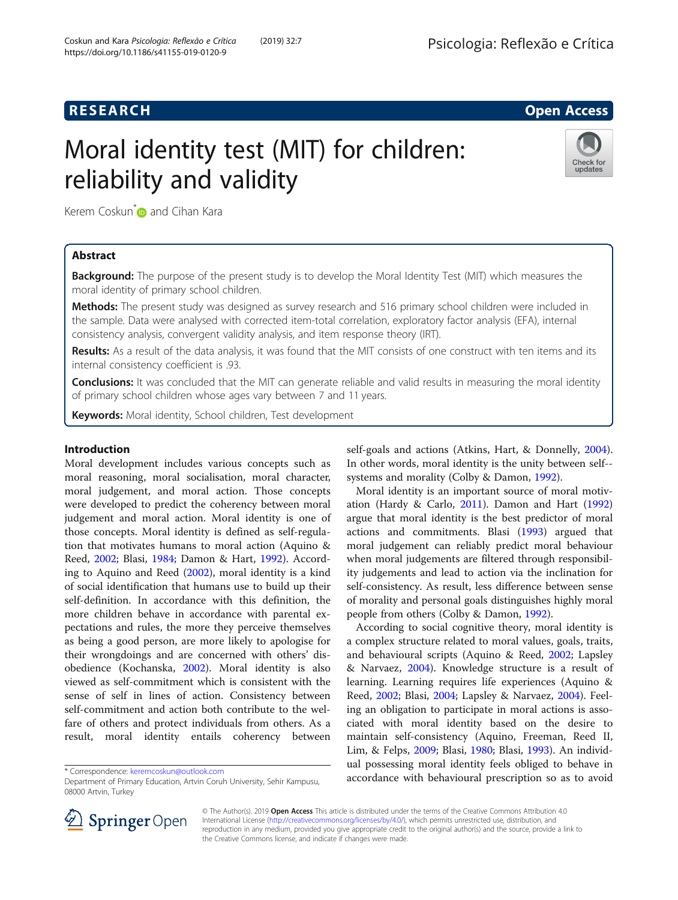RESEARCH

Open Access

# Moral identity test (MIT) for children: reliability and validity

Kerem Coskun* and Cihan Kara

## Abstract

**Background:** The purpose of the present study is to develop the Moral Identity Test (MIT) which measures the moral identity of primary school children.

**Methods:** The present study was designed as survey research and 516 primary school children were included in the sample. Data were analysed with corrected item-total correlation, exploratory factor analysis (EFA), internal consistency analysis, convergent validity analysis, and item response theory (IRT).

**Results:** As a result of the data analysis, it was found that the MIT consists of one construct with ten items and its internal consistency coefficient is .93.

**Conclusions:** It was concluded that the MIT can generate reliable and valid results in measuring the moral identity of primary school children whose ages vary between 7 and 11 years.

**Keywords:** Moral identity, School children, Test development

## Introduction

Moral development includes various concepts such as moral reasoning, moral socialisation, moral character, moral judgement, and moral action. Those concepts were developed to predict the coherency between moral judgement and moral action. Moral identity is one of those concepts. Moral identity is defined as self-regulation that motivates humans to moral action (Aquino & Reed, 2002; Blasi, 1984; Damon & Hart, 1992). According to Aquino and Reed (2002), moral identity is a kind of social identification that humans use to build up their self-definition. In accordance with this definition, the more children behave in accordance with parental expectations and rules, the more they perceive themselves as being a good person, are more likely to apologise for their wrongdoings and are concerned with others' disobedience (Kochanska, 2002). Moral identity is also viewed as self-commitment which is consistent with the sense of self in lines of action. Consistency between self-commitment and action both contribute to the welfare of others and protect individuals from others. As a result, moral identity entails coherency between self-goals and actions (Atkins, Hart, & Donnelly, 2004). In other words, moral identity is the unity between self--systems and morality (Colby & Damon, 1992).

Moral identity is an important source of moral motivation (Hardy & Carlo, 2011). Damon and Hart (1992) argue that moral identity is the best predictor of moral actions and commitments. Blasi (1993) argued that moral judgement can reliably predict moral behaviour when moral judgements are filtered through responsibility judgements and lead to action via the inclination for self-consistency. As result, less difference between sense of morality and personal goals distinguishes highly moral people from others (Colby & Damon, 1992).

According to social cognitive theory, moral identity is a complex structure related to moral values, goals, traits, and behavioural scripts (Aquino & Reed, 2002; Lapsley & Narvaez, 2004). Knowledge structure is a result of learning. Learning requires life experiences (Aquino & Reed, 2002; Blasi, 2004; Lapsley & Narvaez, 2004). Feeling an obligation to participate in moral actions is associated with moral identity based on the desire to maintain self-consistency (Aquino, Freeman, Reed II, Lim, & Felps, 2009; Blasi, 1980; Blasi, 1993). An individual possessing moral identity feels obliged to behave in accordance with behavioural prescription so as to avoid

* Correspondence: keremcoskun@outlook.com
Department of Primary Education, Artvin Coruh University, Sehir Kampusu, 08000 Artvin, Turkey

© The Author(s). 2019 **Open Access** This article is distributed under the terms of the Creative Commons Attribution 4.0 International License (http://creativecommons.org/licenses/by/4.0/), which permits unrestricted use, distribution, and reproduction in any medium, provided you give appropriate credit to the original author(s) and the source, provide a link to the Creative Commons license, and indicate if changes were made.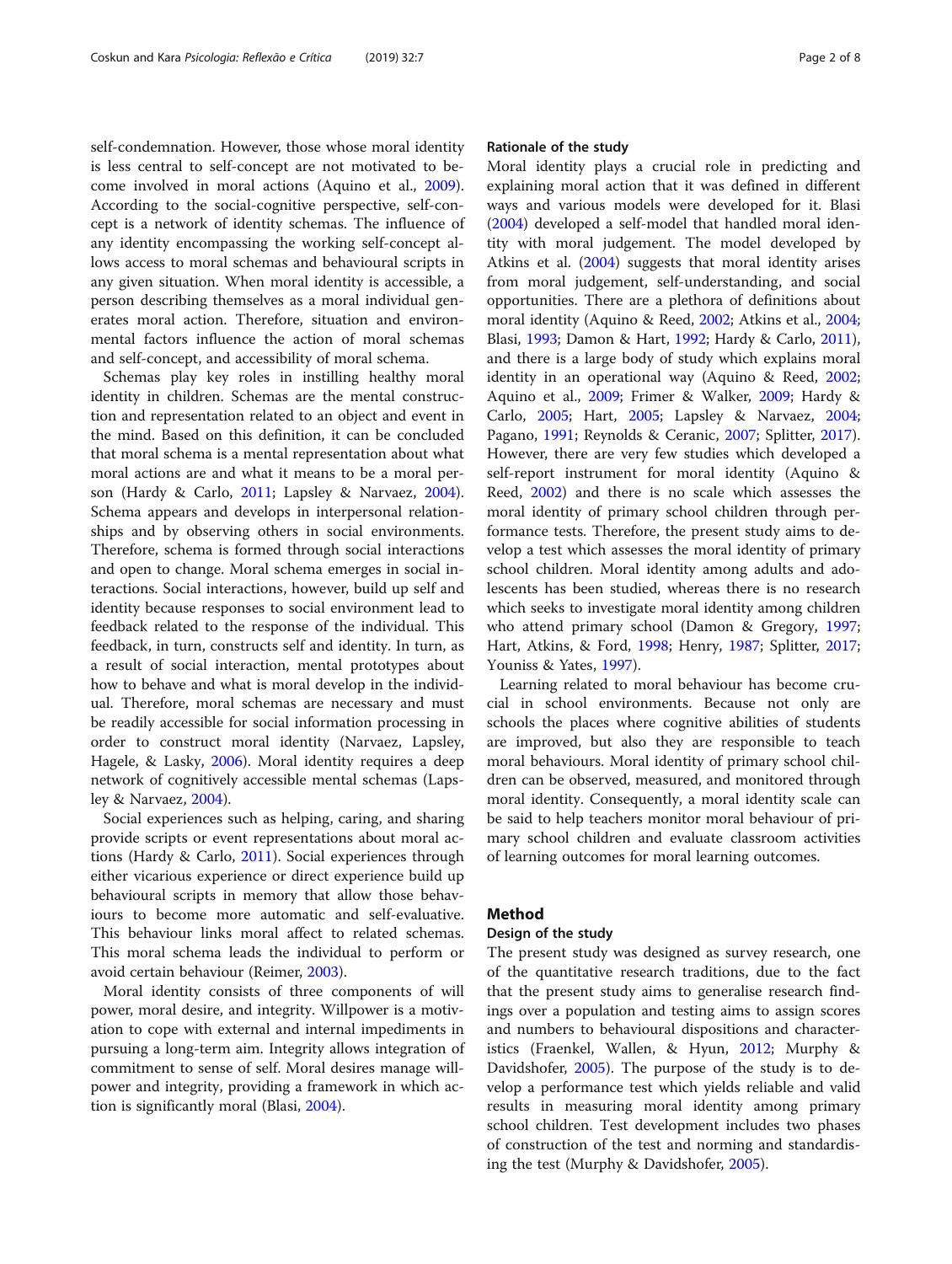self-condemnation. However, those whose moral identity is less central to self-concept are not motivated to become involved in moral actions (Aquino et al., 2009). According to the social-cognitive perspective, self-concept is a network of identity schemas. The influence of any identity encompassing the working self-concept allows access to moral schemas and behavioural scripts in any given situation. When moral identity is accessible, a person describing themselves as a moral individual generates moral action. Therefore, situation and environmental factors influence the action of moral schemas and self-concept, and accessibility of moral schema.

Schemas play key roles in instilling healthy moral identity in children. Schemas are the mental construction and representation related to an object and event in the mind. Based on this definition, it can be concluded that moral schema is a mental representation about what moral actions are and what it means to be a moral person (Hardy & Carlo, 2011; Lapsley & Narvaez, 2004). Schema appears and develops in interpersonal relationships and by observing others in social environments. Therefore, schema is formed through social interactions and open to change. Moral schema emerges in social interactions. Social interactions, however, build up self and identity because responses to social environment lead to feedback related to the response of the individual. This feedback, in turn, constructs self and identity. In turn, as a result of social interaction, mental prototypes about how to behave and what is moral develop in the individual. Therefore, moral schemas are necessary and must be readily accessible for social information processing in order to construct moral identity (Narvaez, Lapsley, Hagele, & Lasky, 2006). Moral identity requires a deep network of cognitively accessible mental schemas (Lapsley & Narvaez, 2004).

Social experiences such as helping, caring, and sharing provide scripts or event representations about moral actions (Hardy & Carlo, 2011). Social experiences through either vicarious experience or direct experience build up behavioural scripts in memory that allow those behaviours to become more automatic and self-evaluative. This behaviour links moral affect to related schemas. This moral schema leads the individual to perform or avoid certain behaviour (Reimer, 2003).

Moral identity consists of three components of will power, moral desire, and integrity. Willpower is a motivation to cope with external and internal impediments in pursuing a long-term aim. Integrity allows integration of commitment to sense of self. Moral desires manage willpower and integrity, providing a framework in which action is significantly moral (Blasi, 2004).

### Rationale of the study

Moral identity plays a crucial role in predicting and explaining moral action that it was defined in different ways and various models were developed for it. Blasi (2004) developed a self-model that handled moral identity with moral judgement. The model developed by Atkins et al. (2004) suggests that moral identity arises from moral judgement, self-understanding, and social opportunities. There are a plethora of definitions about moral identity (Aquino & Reed, 2002; Atkins et al., 2004; Blasi, 1993; Damon & Hart, 1992; Hardy & Carlo, 2011), and there is a large body of study which explains moral identity in an operational way (Aquino & Reed, 2002; Aquino et al., 2009; Frimer & Walker, 2009; Hardy & Carlo, 2005; Hart, 2005; Lapsley & Narvaez, 2004; Pagano, 1991; Reynolds & Ceranic, 2007; Splitter, 2017). However, there are very few studies which developed a self-report instrument for moral identity (Aquino & Reed, 2002) and there is no scale which assesses the moral identity of primary school children through performance tests. Therefore, the present study aims to develop a test which assesses the moral identity of primary school children. Moral identity among adults and adolescents has been studied, whereas there is no research which seeks to investigate moral identity among children who attend primary school (Damon & Gregory, 1997; Hart, Atkins, & Ford, 1998; Henry, 1987; Splitter, 2017; Youniss & Yates, 1997).

Learning related to moral behaviour has become crucial in school environments. Because not only are schools the places where cognitive abilities of students are improved, but also they are responsible to teach moral behaviours. Moral identity of primary school children can be observed, measured, and monitored through moral identity. Consequently, a moral identity scale can be said to help teachers monitor moral behaviour of primary school children and evaluate classroom activities of learning outcomes for moral learning outcomes.

## Method

### Design of the study

The present study was designed as survey research, one of the quantitative research traditions, due to the fact that the present study aims to generalise research findings over a population and testing aims to assign scores and numbers to behavioural dispositions and characteristics (Fraenkel, Wallen, & Hyun, 2012; Murphy & Davidshofer, 2005). The purpose of the study is to develop a performance test which yields reliable and valid results in measuring moral identity among primary school children. Test development includes two phases of construction of the test and norming and standardising the test (Murphy & Davidshofer, 2005).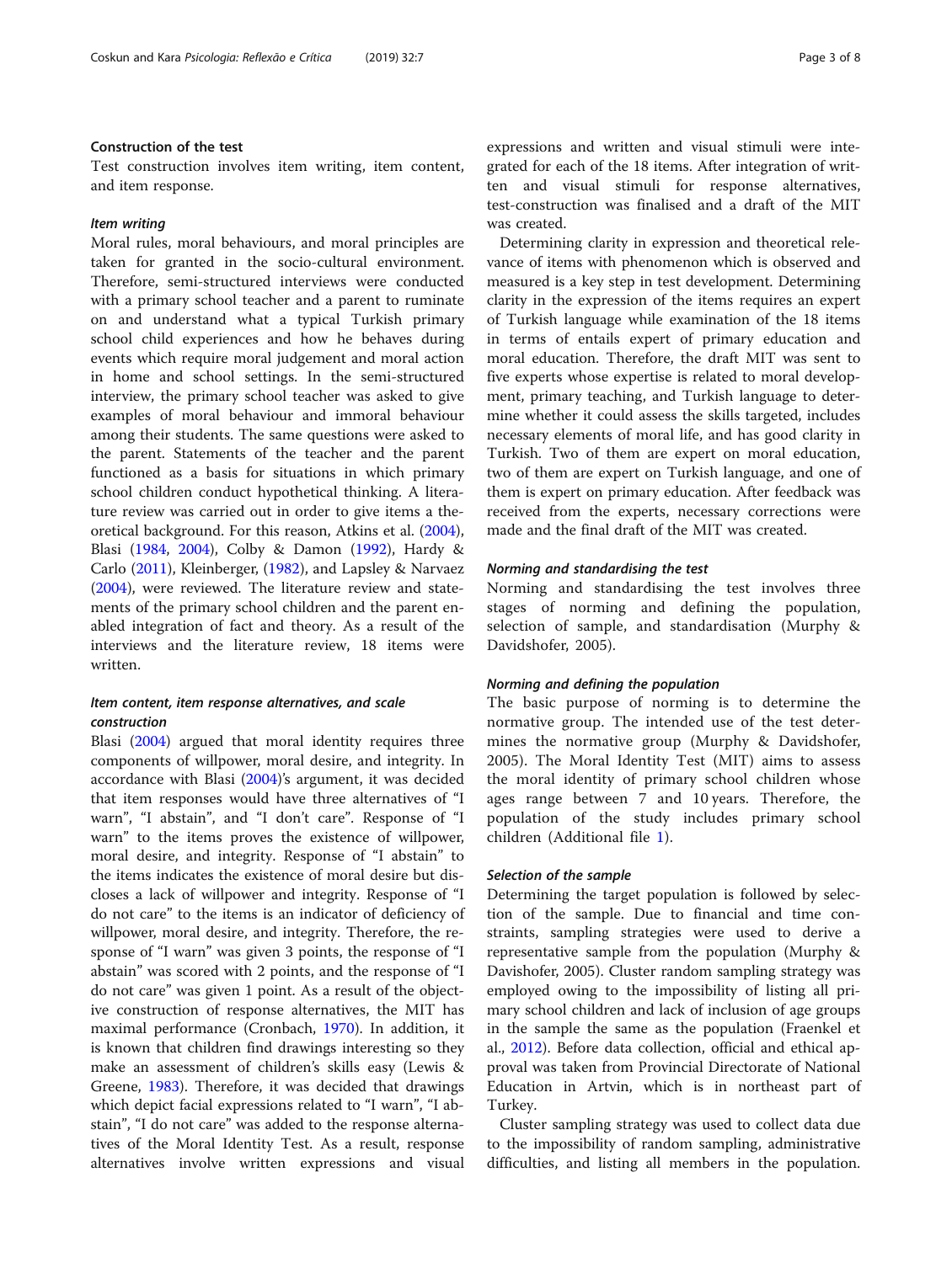### Construction of the test

Test construction involves item writing, item content, and item response.

#### *Item writing*

Moral rules, moral behaviours, and moral principles are taken for granted in the socio-cultural environment. Therefore, semi-structured interviews were conducted with a primary school teacher and a parent to ruminate on and understand what a typical Turkish primary school child experiences and how he behaves during events which require moral judgement and moral action in home and school settings. In the semi-structured interview, the primary school teacher was asked to give examples of moral behaviour and immoral behaviour among their students. The same questions were asked to the parent. Statements of the teacher and the parent functioned as a basis for situations in which primary school children conduct hypothetical thinking. A literature review was carried out in order to give items a theoretical background. For this reason, Atkins et al. (2004), Blasi (1984, 2004), Colby & Damon (1992), Hardy & Carlo (2011), Kleinberger, (1982), and Lapsley & Narvaez (2004), were reviewed. The literature review and statements of the primary school children and the parent enabled integration of fact and theory. As a result of the interviews and the literature review, 18 items were written.

#### *Item content, item response alternatives, and scale construction*

Blasi (2004) argued that moral identity requires three components of willpower, moral desire, and integrity. In accordance with Blasi (2004)'s argument, it was decided that item responses would have three alternatives of "I warn", "I abstain", and "I don't care". Response of "I warn" to the items proves the existence of willpower, moral desire, and integrity. Response of "I abstain" to the items indicates the existence of moral desire but discloses a lack of willpower and integrity. Response of "I do not care" to the items is an indicator of deficiency of willpower, moral desire, and integrity. Therefore, the response of "I warn" was given 3 points, the response of "I abstain" was scored with 2 points, and the response of "I do not care" was given 1 point. As a result of the objective construction of response alternatives, the MIT has maximal performance (Cronbach, 1970). In addition, it is known that children find drawings interesting so they make an assessment of children's skills easy (Lewis & Greene, 1983). Therefore, it was decided that drawings which depict facial expressions related to "I warn", "I abstain", "I do not care" was added to the response alternatives of the Moral Identity Test. As a result, response alternatives involve written expressions and visual expressions and written and visual stimuli were integrated for each of the 18 items. After integration of written and visual stimuli for response alternatives, test-construction was finalised and a draft of the MIT was created.

Determining clarity in expression and theoretical relevance of items with phenomenon which is observed and measured is a key step in test development. Determining clarity in the expression of the items requires an expert of Turkish language while examination of the 18 items in terms of entails expert of primary education and moral education. Therefore, the draft MIT was sent to five experts whose expertise is related to moral development, primary teaching, and Turkish language to determine whether it could assess the skills targeted, includes necessary elements of moral life, and has good clarity in Turkish. Two of them are expert on moral education, two of them are expert on Turkish language, and one of them is expert on primary education. After feedback was received from the experts, necessary corrections were made and the final draft of the MIT was created.

#### *Norming and standardising the test*

Norming and standardising the test involves three stages of norming and defining the population, selection of sample, and standardisation (Murphy & Davidshofer, 2005).

#### *Norming and defining the population*

The basic purpose of norming is to determine the normative group. The intended use of the test determines the normative group (Murphy & Davidshofer, 2005). The Moral Identity Test (MIT) aims to assess the moral identity of primary school children whose ages range between 7 and 10 years. Therefore, the population of the study includes primary school children (Additional file 1).

#### *Selection of the sample*

Determining the target population is followed by selection of the sample. Due to financial and time constraints, sampling strategies were used to derive a representative sample from the population (Murphy & Davishofer, 2005). Cluster random sampling strategy was employed owing to the impossibility of listing all primary school children and lack of inclusion of age groups in the sample the same as the population (Fraenkel et al., 2012). Before data collection, official and ethical approval was taken from Provincial Directorate of National Education in Artvin, which is in northeast part of Turkey.

Cluster sampling strategy was used to collect data due to the impossibility of random sampling, administrative difficulties, and listing all members in the population.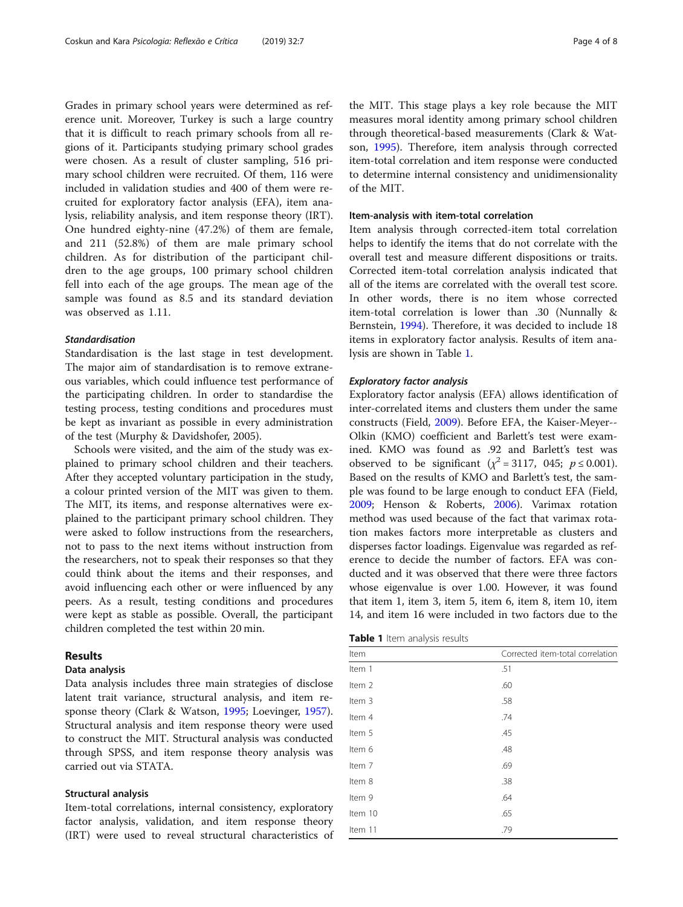Grades in primary school years were determined as reference unit. Moreover, Turkey is such a large country that it is difficult to reach primary schools from all regions of it. Participants studying primary school grades were chosen. As a result of cluster sampling, 516 primary school children were recruited. Of them, 116 were included in validation studies and 400 of them were recruited for exploratory factor analysis (EFA), item analysis, reliability analysis, and item response theory (IRT). One hundred eighty-nine (47.2%) of them are female, and 211 (52.8%) of them are male primary school children. As for distribution of the participant children to the age groups, 100 primary school children fell into each of the age groups. The mean age of the sample was found as 8.5 and its standard deviation was observed as 1.11.

### *Standardisation*

Standardisation is the last stage in test development. The major aim of standardisation is to remove extraneous variables, which could influence test performance of the participating children. In order to standardise the testing process, testing conditions and procedures must be kept as invariant as possible in every administration of the test (Murphy & Davidshofer, 2005).

Schools were visited, and the aim of the study was explained to primary school children and their teachers. After they accepted voluntary participation in the study, a colour printed version of the MIT was given to them. The MIT, its items, and response alternatives were explained to the participant primary school children. They were asked to follow instructions from the researchers, not to pass to the next items without instruction from the researchers, not to speak their responses so that they could think about the items and their responses, and avoid influencing each other or were influenced by any peers. As a result, testing conditions and procedures were kept as stable as possible. Overall, the participant children completed the test within 20 min.

## Results

### Data analysis

Data analysis includes three main strategies of disclose latent trait variance, structural analysis, and item response theory (Clark & Watson, 1995; Loevinger, 1957). Structural analysis and item response theory were used to construct the MIT. Structural analysis was conducted through SPSS, and item response theory analysis was carried out via STATA.

### Structural analysis

Item-total correlations, internal consistency, exploratory factor analysis, validation, and item response theory (IRT) were used to reveal structural characteristics of the MIT. This stage plays a key role because the MIT measures moral identity among primary school children through theoretical-based measurements (Clark & Watson, 1995). Therefore, item analysis through corrected item-total correlation and item response were conducted to determine internal consistency and unidimensionality of the MIT.

### Item-analysis with item-total correlation

Item analysis through corrected-item total correlation helps to identify the items that do not correlate with the overall test and measure different dispositions or traits. Corrected item-total correlation analysis indicated that all of the items are correlated with the overall test score. In other words, there is no item whose corrected item-total correlation is lower than .30 (Nunnally & Bernstein, 1994). Therefore, it was decided to include 18 items in exploratory factor analysis. Results of item analysis are shown in Table 1.

### *Exploratory factor analysis*

Exploratory factor analysis (EFA) allows identification of inter-correlated items and clusters them under the same constructs (Field, 2009). Before EFA, the Kaiser-Meyer--Olkin (KMO) coefficient and Barlett's test were examined. KMO was found as .92 and Barlett's test was observed to be significant ($\chi^2 = 3117,\ 045;\ p \leq 0.001$). Based on the results of KMO and Barlett's test, the sample was found to be large enough to conduct EFA (Field, 2009; Henson & Roberts, 2006). Varimax rotation method was used because of the fact that varimax rotation makes factors more interpretable as clusters and disperses factor loadings. Eigenvalue was regarded as reference to decide the number of factors. EFA was conducted and it was observed that there were three factors whose eigenvalue is over 1.00. However, it was found that item 1, item 3, item 5, item 6, item 8, item 10, item 14, and item 16 were included in two factors due to the

**Table 1** Item analysis results

| Item | Corrected item-total correlation |
|---|---|
| Item 1 | .51 |
| Item 2 | .60 |
| Item 3 | .58 |
| Item 4 | .74 |
| Item 5 | .45 |
| Item 6 | .48 |
| Item 7 | .69 |
| Item 8 | .38 |
| Item 9 | .64 |
| Item 10 | .65 |
| Item 11 | .79 |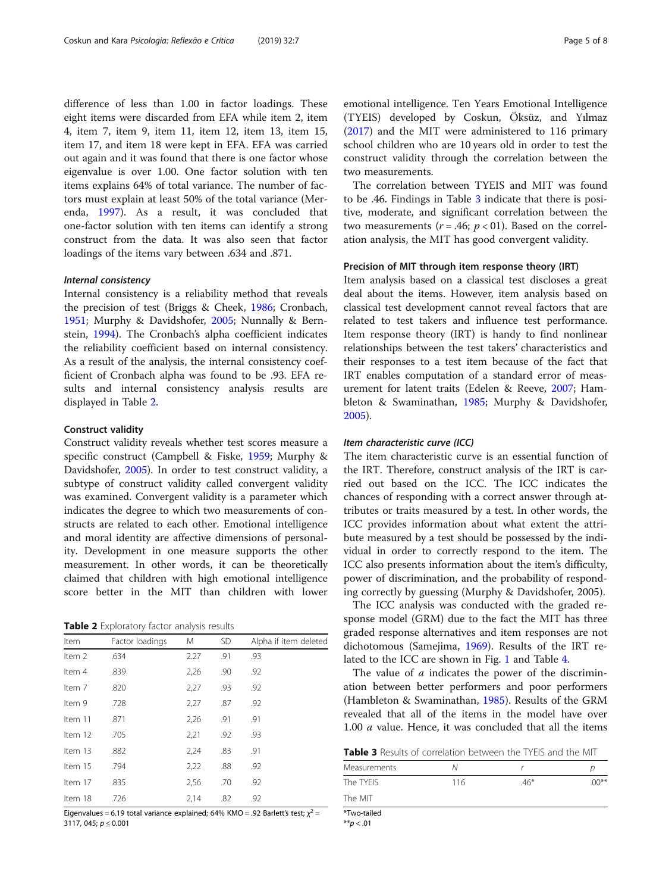difference of less than 1.00 in factor loadings. These eight items were discarded from EFA while item 2, item 4, item 7, item 9, item 11, item 12, item 13, item 15, item 17, and item 18 were kept in EFA. EFA was carried out again and it was found that there is one factor whose eigenvalue is over 1.00. One factor solution with ten items explains 64% of total variance. The number of factors must explain at least 50% of the total variance (Merenda, 1997). As a result, it was concluded that one-factor solution with ten items can identify a strong construct from the data. It was also seen that factor loadings of the items vary between .634 and .871.

#### *Internal consistency*

Internal consistency is a reliability method that reveals the precision of test (Briggs & Cheek, 1986; Cronbach, 1951; Murphy & Davidshofer, 2005; Nunnally & Bernstein, 1994). The Cronbach's alpha coefficient indicates the reliability coefficient based on internal consistency. As a result of the analysis, the internal consistency coefficient of Cronbach alpha was found to be .93. EFA results and internal consistency analysis results are displayed in Table 2.

### Construct validity

Construct validity reveals whether test scores measure a specific construct (Campbell & Fiske, 1959; Murphy & Davidshofer, 2005). In order to test construct validity, a subtype of construct validity called convergent validity was examined. Convergent validity is a parameter which indicates the degree to which two measurements of constructs are related to each other. Emotional intelligence and moral identity are affective dimensions of personality. Development in one measure supports the other measurement. In other words, it can be theoretically claimed that children with high emotional intelligence score better in the MIT than children with lower emotional intelligence. Ten Years Emotional Intelligence (TYEIS) developed by Coskun, Öksüz, and Yılmaz (2017) and the MIT were administered to 116 primary school children who are 10 years old in order to test the construct validity through the correlation between the two measurements.

**Table 2** Exploratory factor analysis results

| Item | Factor loadings | M | SD | Alpha if item deleted |
|---|---|---|---|---|
| Item 2 | .634 | 2.27 | .91 | .93 |
| Item 4 | .839 | 2,26 | .90 | .92 |
| Item 7 | .820 | 2,27 | .93 | .92 |
| Item 9 | .728 | 2,27 | .87 | .92 |
| Item 11 | .871 | 2,26 | .91 | .91 |
| Item 12 | .705 | 2,21 | .92 | .93 |
| Item 13 | .882 | 2,24 | .83 | .91 |
| Item 15 | .794 | 2,22 | .88 | .92 |
| Item 17 | .835 | 2,56 | .70 | .92 |
| Item 18 | .726 | 2,14 | .82 | .92 |

Eigenvalues = 6.19 total variance explained; 64% KMO = .92 Barlett's test; $\chi^2$ = 3117, 045; $p \leq 0.001$

The correlation between TYEIS and MIT was found to be .46. Findings in Table 3 indicate that there is positive, moderate, and significant correlation between the two measurements ($r = .46$; $p < 01$). Based on the correlation analysis, the MIT has good convergent validity.

### Precision of MIT through item response theory (IRT)

Item analysis based on a classical test discloses a great deal about the items. However, item analysis based on classical test development cannot reveal factors that are related to test takers and influence test performance. Item response theory (IRT) is handy to find nonlinear relationships between the test takers' characteristics and their responses to a test item because of the fact that IRT enables computation of a standard error of measurement for latent traits (Edelen & Reeve, 2007; Hambleton & Swaminathan, 1985; Murphy & Davidshofer, 2005).

#### *Item characteristic curve (ICC)*

The item characteristic curve is an essential function of the IRT. Therefore, construct analysis of the IRT is carried out based on the ICC. The ICC indicates the chances of responding with a correct answer through attributes or traits measured by a test. In other words, the ICC provides information about what extent the attribute measured by a test should be possessed by the individual in order to correctly respond to the item. The ICC also presents information about the item's difficulty, power of discrimination, and the probability of responding correctly by guessing (Murphy & Davidshofer, 2005).

The ICC analysis was conducted with the graded response model (GRM) due to the fact the MIT has three graded response alternatives and item responses are not dichotomous (Samejima, 1969). Results of the IRT related to the ICC are shown in Fig. 1 and Table 4.

The value of $a$ indicates the power of the discrimination between better performers and poor performers (Hambleton & Swaminathan, 1985). Results of the GRM revealed that all of the items in the model have over 1.00 $a$ value. Hence, it was concluded that all the items

**Table 3** Results of correlation between the TYEIS and the MIT

| Measurements | N | r | p |
|---|---|---|---|
| The TYEIS | 116 | .46* | .00** |
| The MIT | | | |

*Two-tailed
**$p < .01$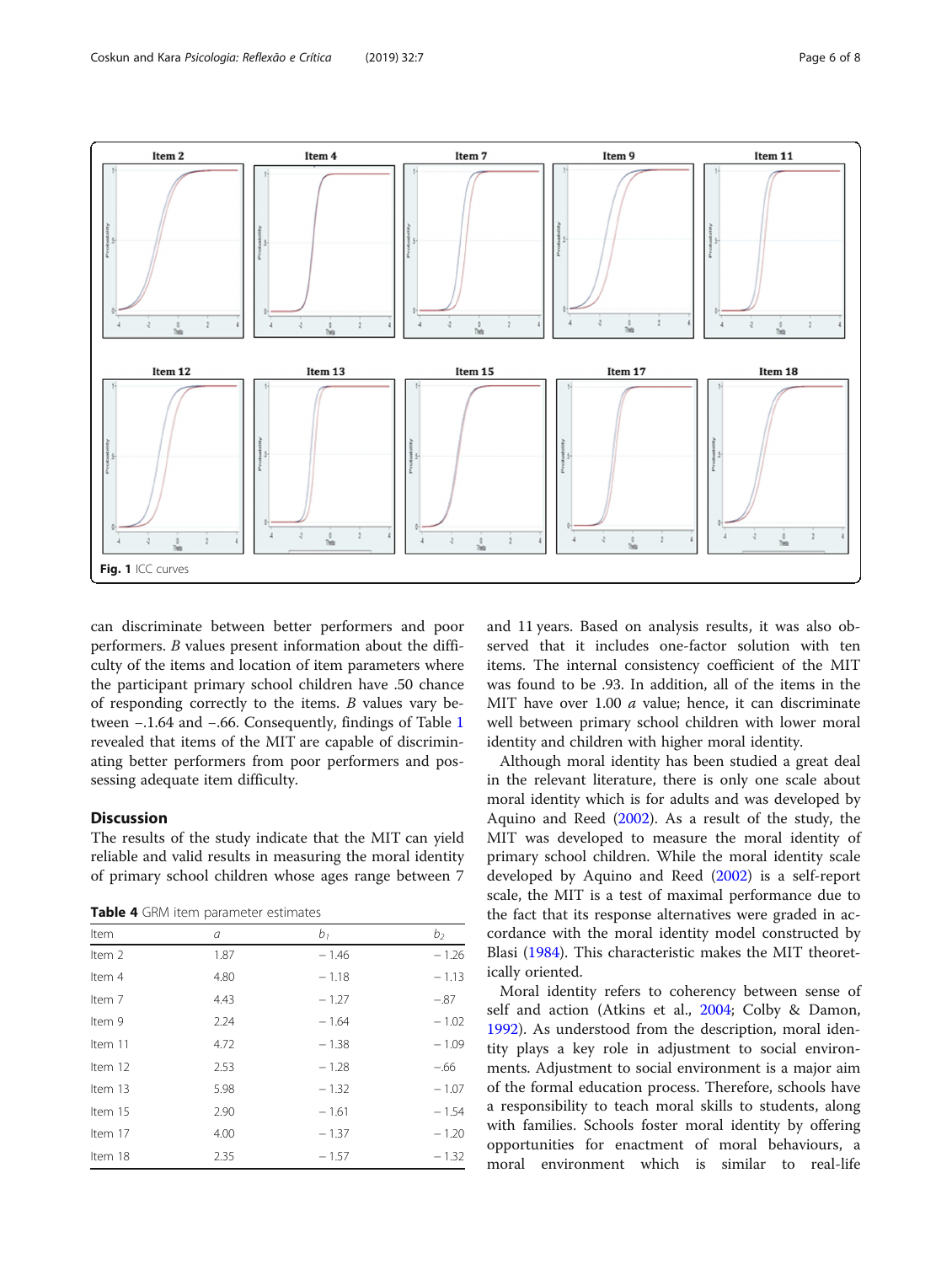Item 2

Item 4

Item 7

Item 9

Item 11

Item 12

Item 13

Item 15

Item 17

Item 18

**Fig. 1** ICC curves

can discriminate between better performers and poor performers. *B* values present information about the difficulty of the items and location of item parameters where the participant primary school children have .50 chance of responding correctly to the items. *B* values vary between −.1.64 and −.66. Consequently, findings of Table 1 revealed that items of the MIT are capable of discriminating better performers from poor performers and possessing adequate item difficulty.

## Discussion

The results of the study indicate that the MIT can yield reliable and valid results in measuring the moral identity of primary school children whose ages range between 7 and 11 years. Based on analysis results, it was also observed that it includes one-factor solution with ten items. The internal consistency coefficient of the MIT was found to be .93. In addition, all of the items in the MIT have over 1.00 *a* value; hence, it can discriminate well between primary school children with lower moral identity and children with higher moral identity.

**Table 4** GRM item parameter estimates

| Item | $a$ | $b_1$ | $b_2$ |
|---|---|---|---|
| Item 2 | 1.87 | − 1.46 | − 1.26 |
| Item 4 | 4.80 | − 1.18 | − 1.13 |
| Item 7 | 4.43 | − 1.27 | −.87 |
| Item 9 | 2.24 | − 1.64 | − 1.02 |
| Item 11 | 4.72 | − 1.38 | − 1.09 |
| Item 12 | 2.53 | − 1.28 | −.66 |
| Item 13 | 5.98 | − 1.32 | − 1.07 |
| Item 15 | 2.90 | − 1.61 | − 1.54 |
| Item 17 | 4.00 | − 1.37 | − 1.20 |
| Item 18 | 2.35 | − 1.57 | − 1.32 |

Although moral identity has been studied a great deal in the relevant literature, there is only one scale about moral identity which is for adults and was developed by Aquino and Reed (2002). As a result of the study, the MIT was developed to measure the moral identity of primary school children. While the moral identity scale developed by Aquino and Reed (2002) is a self-report scale, the MIT is a test of maximal performance due to the fact that its response alternatives were graded in accordance with the moral identity model constructed by Blasi (1984). This characteristic makes the MIT theoretically oriented.

Moral identity refers to coherency between sense of self and action (Atkins et al., 2004; Colby & Damon, 1992). As understood from the description, moral identity plays a key role in adjustment to social environments. Adjustment to social environment is a major aim of the formal education process. Therefore, schools have a responsibility to teach moral skills to students, along with families. Schools foster moral identity by offering opportunities for enactment of moral behaviours, a moral environment which is similar to real-life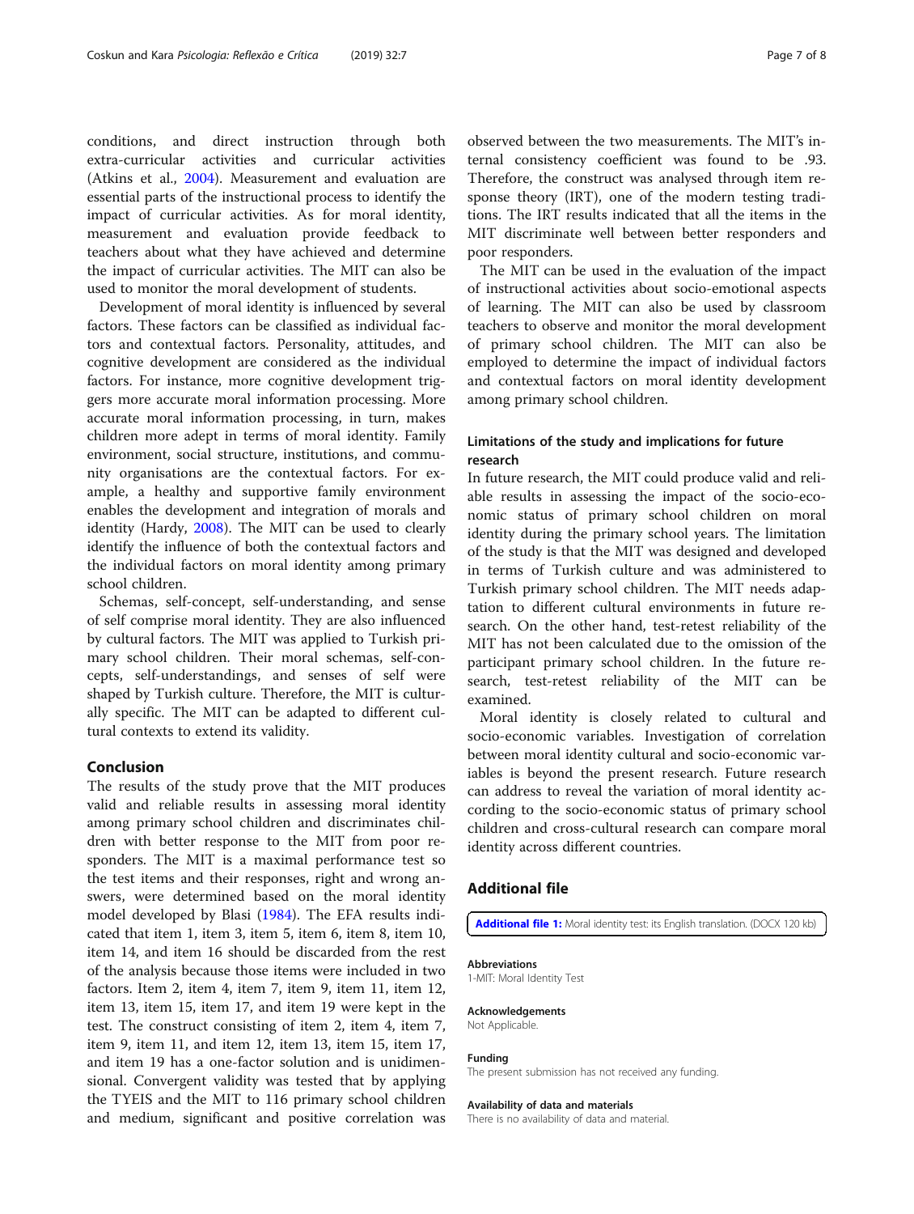conditions, and direct instruction through both extra-curricular activities and curricular activities (Atkins et al., 2004). Measurement and evaluation are essential parts of the instructional process to identify the impact of curricular activities. As for moral identity, measurement and evaluation provide feedback to teachers about what they have achieved and determine the impact of curricular activities. The MIT can also be used to monitor the moral development of students.

Development of moral identity is influenced by several factors. These factors can be classified as individual factors and contextual factors. Personality, attitudes, and cognitive development are considered as the individual factors. For instance, more cognitive development triggers more accurate moral information processing. More accurate moral information processing, in turn, makes children more adept in terms of moral identity. Family environment, social structure, institutions, and community organisations are the contextual factors. For example, a healthy and supportive family environment enables the development and integration of morals and identity (Hardy, 2008). The MIT can be used to clearly identify the influence of both the contextual factors and the individual factors on moral identity among primary school children.

Schemas, self-concept, self-understanding, and sense of self comprise moral identity. They are also influenced by cultural factors. The MIT was applied to Turkish primary school children. Their moral schemas, self-concepts, self-understandings, and senses of self were shaped by Turkish culture. Therefore, the MIT is culturally specific. The MIT can be adapted to different cultural contexts to extend its validity.

## Conclusion

The results of the study prove that the MIT produces valid and reliable results in assessing moral identity among primary school children and discriminates children with better response to the MIT from poor responders. The MIT is a maximal performance test so the test items and their responses, right and wrong answers, were determined based on the moral identity model developed by Blasi (1984). The EFA results indicated that item 1, item 3, item 5, item 6, item 8, item 10, item 14, and item 16 should be discarded from the rest of the analysis because those items were included in two factors. Item 2, item 4, item 7, item 9, item 11, item 12, item 13, item 15, item 17, and item 19 were kept in the test. The construct consisting of item 2, item 4, item 7, item 9, item 11, and item 12, item 13, item 15, item 17, and item 19 has a one-factor solution and is unidimensional. Convergent validity was tested that by applying the TYEIS and the MIT to 116 primary school children and medium, significant and positive correlation was observed between the two measurements. The MIT's internal consistency coefficient was found to be .93. Therefore, the construct was analysed through item response theory (IRT), one of the modern testing traditions. The IRT results indicated that all the items in the MIT discriminate well between better responders and poor responders.

The MIT can be used in the evaluation of the impact of instructional activities about socio-emotional aspects of learning. The MIT can also be used by classroom teachers to observe and monitor the moral development of primary school children. The MIT can also be employed to determine the impact of individual factors and contextual factors on moral identity development among primary school children.

### Limitations of the study and implications for future research

In future research, the MIT could produce valid and reliable results in assessing the impact of the socio-economic status of primary school children on moral identity during the primary school years. The limitation of the study is that the MIT was designed and developed in terms of Turkish culture and was administered to Turkish primary school children. The MIT needs adaptation to different cultural environments in future research. On the other hand, test-retest reliability of the MIT has not been calculated due to the omission of the participant primary school children. In the future research, test-retest reliability of the MIT can be examined.

Moral identity is closely related to cultural and socio-economic variables. Investigation of correlation between moral identity cultural and socio-economic variables is beyond the present research. Future research can address to reveal the variation of moral identity according to the socio-economic status of primary school children and cross-cultural research can compare moral identity across different countries.

## Additional file

**Additional file 1:** Moral identity test: its English translation. (DOCX 120 kb)

#### Abbreviations

1-MIT: Moral Identity Test

#### Acknowledgements

Not Applicable.

#### Funding

The present submission has not received any funding.

#### Availability of data and materials

There is no availability of data and material.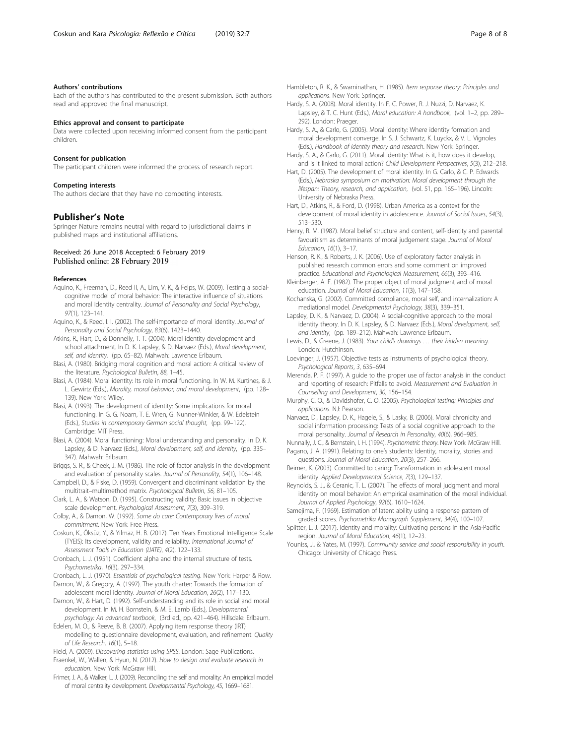#### Authors' contributions

Each of the authors has contributed to the present submission. Both authors read and approved the final manuscript.

#### Ethics approval and consent to participate

Data were collected upon receiving informed consent from the participant children.

#### Consent for publication

The participant children were informed the process of research report.

#### Competing interests

The authors declare that they have no competing interests.

## Publisher's Note

Springer Nature remains neutral with regard to jurisdictional claims in published maps and institutional affiliations.

Received: 26 June 2018 Accepted: 6 February 2019
Published online: 28 February 2019

#### References

Aquino, K., Freeman, D., Reed II, A., Lim, V. K., & Felps, W. (2009). Testing a social-cognitive model of moral behavior: The interactive influence of situations and moral identity centrality. *Journal of Personality and Social Psychology*, *97*(1), 123–141.

Aquino, K., & Reed, I. I. (2002). The self-importance of moral identity. *Journal of Personality and Social Psychology*, *83*(6), 1423–1440.

Atkins, R., Hart, D., & Donnelly, T. T. (2004). Moral identity development and school attachment. In D. K. Lapsley, & D. Narvaez (Eds.), *Moral development, self, and identity*, (pp. 65–82). Mahwah: Lawrence Erlbaum.

Blasi, A. (1980). Bridging moral cognition and moral action: A critical review of the literature. *Psychological Bulletin*, *88*, 1–45.

Blasi, A. (1984). Moral identity: Its role in moral functioning. In W. M. Kurtines, & J. L. Gewirtz (Eds.), *Morality, moral behavior, and moral development*, (pp. 128–139). New York: Wiley.

Blasi, A. (1993). The development of identity: Some implications for moral functioning. In G. G. Noam, T. E. Wren, G. Nunner-Winkler, & W. Edelstein (Eds.), *Studies in contemporary German social thought*, (pp. 99–122). Cambridge: MIT Press.

Blasi, A. (2004). Moral functioning: Moral understanding and personality. In D. K. Lapsley, & D. Narvaez (Eds.), *Moral development, self, and identity*, (pp. 335–347). Mahwah: Erlbaum.

Briggs, S. R., & Cheek, J. M. (1986). The role of factor analysis in the development and evaluation of personality scales. *Journal of Personality*, *54*(1), 106–148.

Campbell, D., & Fiske, D. (1959). Convergent and discriminant validation by the multitrait–multimethod matrix. *Psychological Bulletin*, *56*, 81–105.

Clark, L. A., & Watson, D. (1995). Constructing validity: Basic issues in objective scale development. *Psychological Assessment*, *7*(3), 309–319.

Colby, A., & Damon, W. (1992). *Some do care: Contemporary lives of moral commitment*. New York: Free Press.

Coskun, K., Öksüz, Y., & Yılmaz, H. B. (2017). Ten Years Emotional Intelligence Scale (TYEIS): Its development, validity and reliability. *International Journal of Assessment Tools in Education (IJATE)*, *4*(2), 122–133.

Cronbach, L. J. (1951). Coefficient alpha and the internal structure of tests. *Psychometrika*, *16*(3), 297–334.

Cronbach, L. J. (1970). *Essentials of psychological testing*. New York: Harper & Row.

Damon, W., & Gregory, A. (1997). The youth charter: Towards the formation of adolescent moral identity. *Journal of Moral Education*, *26*(2), 117–130.

Damon, W., & Hart, D. (1992). Self-understanding and its role in social and moral development. In M. H. Bornstein, & M. E. Lamb (Eds.), *Developmental psychology: An advanced textbook*, (3rd ed., pp. 421–464). Hillsdale: Erlbaum.

Edelen, M. O., & Reeve, B. B. (2007). Applying item response theory (IRT) modelling to questionnaire development, evaluation, and refinement. *Quality of Life Research*, *16*(1), 5–18.

Field, A. (2009). *Discovering statistics using SPSS*. London: Sage Publications.

Fraenkel, W., Wallen, & Hyun, N. (2012). *How to design and evaluate research in education*. New York: McGraw Hill.

Frimer, J. A., & Walker, L. J. (2009). Reconciling the self and morality: An empirical model of moral centrality development. *Developmental Psychology*, *45*, 1669–1681.

Hambleton, R. K., & Swaminathan, H. (1985). *Item response theory: Principles and applications*. New York: Springer.

Hardy, S. A. (2008). Moral identity. In F. C. Power, R. J. Nuzzi, D. Narvaez, K. Lapsley, & T. C. Hunt (Eds.), *Moral education: A handbook*, (vol. 1–2, pp. 289–292). London: Praeger.

Hardy, S. A., & Carlo, G. (2005). Moral identity: Where identity formation and moral development converge. In S. J. Schwartz, K. Luyckx, & V. L. Vignoles (Eds.), *Handbook of identity theory and research*. New York: Springer.

Hardy, S. A., & Carlo, G. (2011). Moral identity: What is it, how does it develop, and is it linked to moral action? *Child Development Perspectives*, *5*(3), 212–218.

Hart, D. (2005). The development of moral identity. In G. Carlo, & C. P. Edwards (Eds.), *Nebraska symposium on motivation: Moral development through the lifespan: Theory, research, and application*, (vol. 51, pp. 165–196). Lincoln: University of Nebraska Press.

Hart, D., Atkins, R., & Ford, D. (1998). Urban America as a context for the development of moral identity in adolescence. *Journal of Social Issues*, *54*(3), 513–530.

Henry, R. M. (1987). Moral belief structure and content, self-identity and parental favouritism as determinants of moral judgement stage. *Journal of Moral Education*, *16*(1), 3–17.

Henson, R. K., & Roberts, J. K. (2006). Use of exploratory factor analysis in published research common errors and some comment on improved practice. *Educational and Psychological Measurement*, *66*(3), 393–416.

Kleinberger, A. F. (1982). The proper object of moral judgment and of moral education. *Journal of Moral Education*, *11*(3), 147–158.

Kochanska, G. (2002). Committed compliance, moral self, and internalization: A mediational model. *Developmental Psychology*, *38*(3), 339–351.

Lapsley, D. K., & Narvaez, D. (2004). A social-cognitive approach to the moral identity theory. In D. K. Lapsley, & D. Narvaez (Eds.), *Moral development, self, and identity*, (pp. 189–212). Mahwah: Lawrence Erlbaum.

Lewis, D., & Greene, J. (1983). *Your child's drawings … their hidden meaning*. London: Hutchinson.

Loevinger, J. (1957). Objective tests as instruments of psychological theory. *Psychological Reports*, *3*, 635–694.

Merenda, P. F. (1997). A guide to the proper use of factor analysis in the conduct and reporting of research: Pitfalls to avoid. *Measurement and Evaluation in Counselling and Development*, *30*, 156–154.

Murphy, C. O., & Davidshofer, C. O. (2005). *Psychological testing: Principles and applications*. NJ: Pearson.

Narvaez, D., Lapsley, D. K., Hagele, S., & Lasky, B. (2006). Moral chronicity and social information processing: Tests of a social cognitive approach to the moral personality. *Journal of Research in Personality*, *40*(6), 966–985.

Nunnally, J. C., & Bernstein, I. H. (1994). *Psychometric theory*. New York: McGraw Hill.

Pagano, J. A. (1991). Relating to one's students: Identity, morality, stories and questions. *Journal of Moral Education*, *20*(3), 257–266.

Reimer, K. (2003). Committed to caring: Transformation in adolescent moral identity. *Applied Developmental Science*, *7*(3), 129–137.

Reynolds, S. J., & Ceranic, T. L. (2007). The effects of moral judgment and moral identity on moral behavior: An empirical examination of the moral individual. *Journal of Applied Psychology*, *92*(6), 1610–1624.

Samejima, F. (1969). Estimation of latent ability using a response pattern of graded scores. *Psychometrika Monograph Supplement*, *34*(4), 100–107.

Splitter, L. J. (2017). Identity and morality: Cultivating persons in the Asia-Pacific region. *Journal of Moral Education*, *46*(1), 12–23.

Youniss, J., & Yates, M. (1997). *Community service and social responsibility in youth*. Chicago: University of Chicago Press.